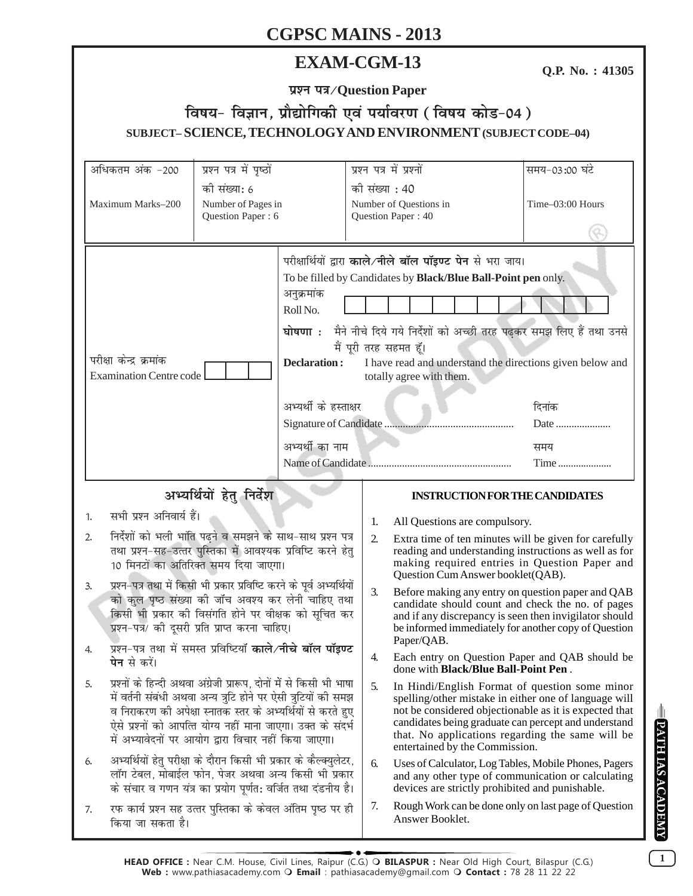# CGPSC MAINS - 2013

## EXAM-CGM-13

**Q.P. No. : 41305**

**प्रश्न पत्र/Question Paper**

**विषय- विज्ञान, प्रौद्योगिकी एवं पर्यावरण (विषय कोड-04)**

**SUBJECT– SCIENCE, TECHNOLOGY AND ENVIRONMENT (SUBJECT CODE–04)**

| अधिकतम अंक -200 | प्रश्न पत्र में पृष्ठों की संख्या: 6 | प्रश्न पत्र में प्रश्नों की संख्या : 40 | समय-03:00 घंटे |
|---|---|---|---|
| Maximum Marks–200 | Number of Pages in Question Paper : 6 | Number of Questions in Question Paper : 40 | Time–03:00 Hours |

परीक्षार्थियों द्वारा **काले/नीले बॉल पॉइण्ट पेन** से भरा जाय।
To be filled by Candidates by **Black/Blue Ball-Point pen** only.

अनुक्रमांक
Roll No. ____________

परीक्षा केन्द्र क्रमांक
Examination Centre code ______

**घोषणा :** मैने नीचे दिये गये निर्देशों को अच्छी तरह पढ़कर समझ लिए हैं तथा उनसे मैं पूरी तरह सहमत हूँ।

**Declaration :** I have read and understand the directions given below and totally agree with them.

अभ्यर्थी के हस्ताक्षर
Signature of Candidate ................................................ दिनांक Date .....................

अभ्यर्थी का नाम
Name of Candidate ...................................................... समय Time .....................

### अभ्यर्थियों हेतु निर्देश

1. सभी प्रश्न अनिवार्य हैं।
2. निर्देशों को भली भांति पढ़ने व समझने के साथ-साथ प्रश्न पत्र तथा प्रश्न-सह-उत्तर पुस्तिका में आवश्यक प्रविष्टि करने हेतु 10 मिनटों का अतिरिक्त समय दिया जाएगा।
3. प्रश्न-पत्र तथा में किसी भी प्रकार प्रविष्टि करने के पूर्व अभ्यर्थियों को कुल पृष्ठ संख्या की जाँच अवश्य कर लेनी चाहिए तथा किसी भी प्रकार की विसंगति होने पर वीक्षक को सूचित कर प्रश्न-पत्र/ की दूसरी प्रति प्राप्त करना चाहिए।
4. प्रश्न-पत्र तथा में समस्त प्रविष्टियाँ **काले/नीचे बॉल पॉइण्ट पेन** से करें।
5. प्रश्नों के हिन्दी अथवा अंग्रेजी प्रारूप, दोनों में से किसी भी भाषा में वर्तनी संबंधी अथवा अन्य त्रुटि होने पर ऐसी त्रुटियों की समझ व निराकरण की अपेक्षा स्नातक स्तर के अभ्यर्थियों से करते हुए ऐसे प्रश्नों को आपत्ति योग्य नहीं माना जाएगा। उक्त के संदर्भ में अभ्यावेदनों पर आयोग द्वारा विचार नहीं किया जाएगा।
6. अभ्यर्थियों हेतु परीक्षा के दौरान किसी भी प्रकार के कैल्क्युलेटर, लॉग टेबल, मोबाईल फोन, पेजर अथवा अन्य किसी भी प्रकार के संचार व गणन यंत्र का प्रयोग पूर्णतः वर्जित तथा दंडनीय है।
7. रफ कार्य प्रश्न सह उत्तर पुस्तिका के केवल अंतिम पृष्ठ पर ही किया जा सकता है।

### INSTRUCTION FOR THE CANDIDATES

1. All Questions are compulsory.
2. Extra time of ten minutes will be given for carefully reading and understanding instructions as well as for making required entries in Question Paper and Question Cum Answer booklet(QAB).
3. Before making any entry on question paper and QAB candidate should count and check the no. of pages and if any discrepancy is seen then invigilator should be informed immediately for another copy of Question Paper/QAB.
4. Each entry on Question Paper and QAB should be done with **Black/Blue Ball-Point Pen**.
5. In Hindi/English Format of question some minor spelling/other mistake in either one of language will not be considered objectionable as it is expected that candidates being graduate can percept and understand that. No applications regarding the same will be entertained by the Commission.
6. Uses of Calculator, Log Tables, Mobile Phones, Pagers and any other type of communication or calculating devices are strictly prohibited and punishable.
7. Rough Work can be done only on last page of Question Answer Booklet.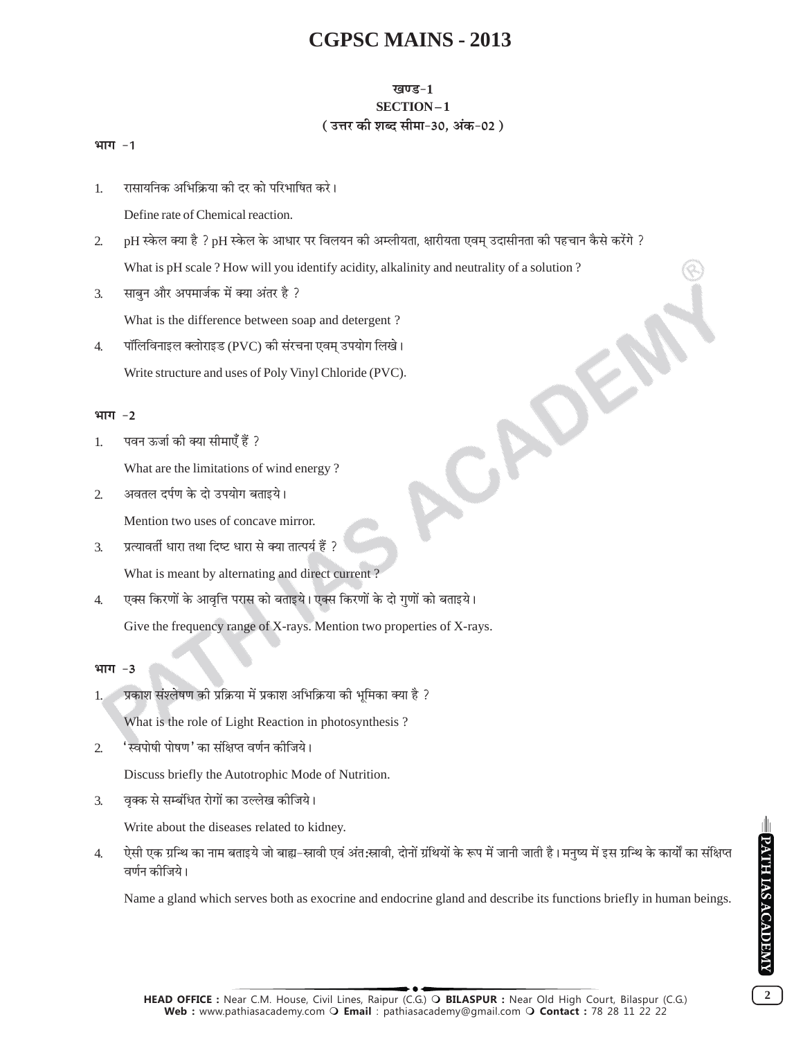# CGPSC MAINS - 2013

## खण्ड-1
## SECTION – 1
### ( उत्तर की शब्द सीमा-30, अंक-02 )

**भाग -1**

1. रासायनिक अभिक्रिया की दर को परिभाषित करे।

   Define rate of Chemical reaction.

2. pH स्केल क्या है ? pH स्केल के आधार पर विलयन की अम्लीयता, क्षारीयता एवम् उदासीनता की पहचान कैसे करेंगे ?

   What is pH scale ? How will you identify acidity, alkalinity and neutrality of a solution ?

3. साबुन और अपमार्जक में क्या अंतर है ?

   What is the difference between soap and detergent ?

4. पॉलिविनाइल क्लोराइड (PVC) की संरचना एवम् उपयोग लिखे।

   Write structure and uses of Poly Vinyl Chloride (PVC).

**भाग -2**

1. पवन ऊर्जा की क्या सीमाएँ हैं ?

   What are the limitations of wind energy ?

2. अवतल दर्पण के दो उपयोग बताइये।

   Mention two uses of concave mirror.

3. प्रत्यावर्ती धारा तथा दिष्ट धारा से क्या तात्पर्य हैं ?

   What is meant by alternating and direct current ?

4. एक्स किरणों के आवृत्ति परास को बताइये। एक्स किरणों के दो गुणों को बताइये।

   Give the frequency range of X-rays. Mention two properties of X-rays.

**भाग -3**

1. प्रकाश संश्लेषण की प्रक्रिया में प्रकाश अभिक्रिया की भूमिका क्या है ?

   What is the role of Light Reaction in photosynthesis ?

2. 'स्वपोषी पोषण' का संक्षिप्त वर्णन कीजिये।

   Discuss briefly the Autotrophic Mode of Nutrition.

3. वृक्क से सम्बंधित रोगों का उल्लेख कीजिये।

   Write about the diseases related to kidney.

4. ऐसी एक ग्रन्थि का नाम बताइये जो बाह्य-स्रावी एवं अंत:स्रावी, दोनों ग्रंथियों के रूप में जानी जाती है। मनुष्य में इस ग्रन्थि के कार्यों का संक्षिप्त वर्णन कीजिये।

   Name a gland which serves both as exocrine and endocrine gland and describe its functions briefly in human beings.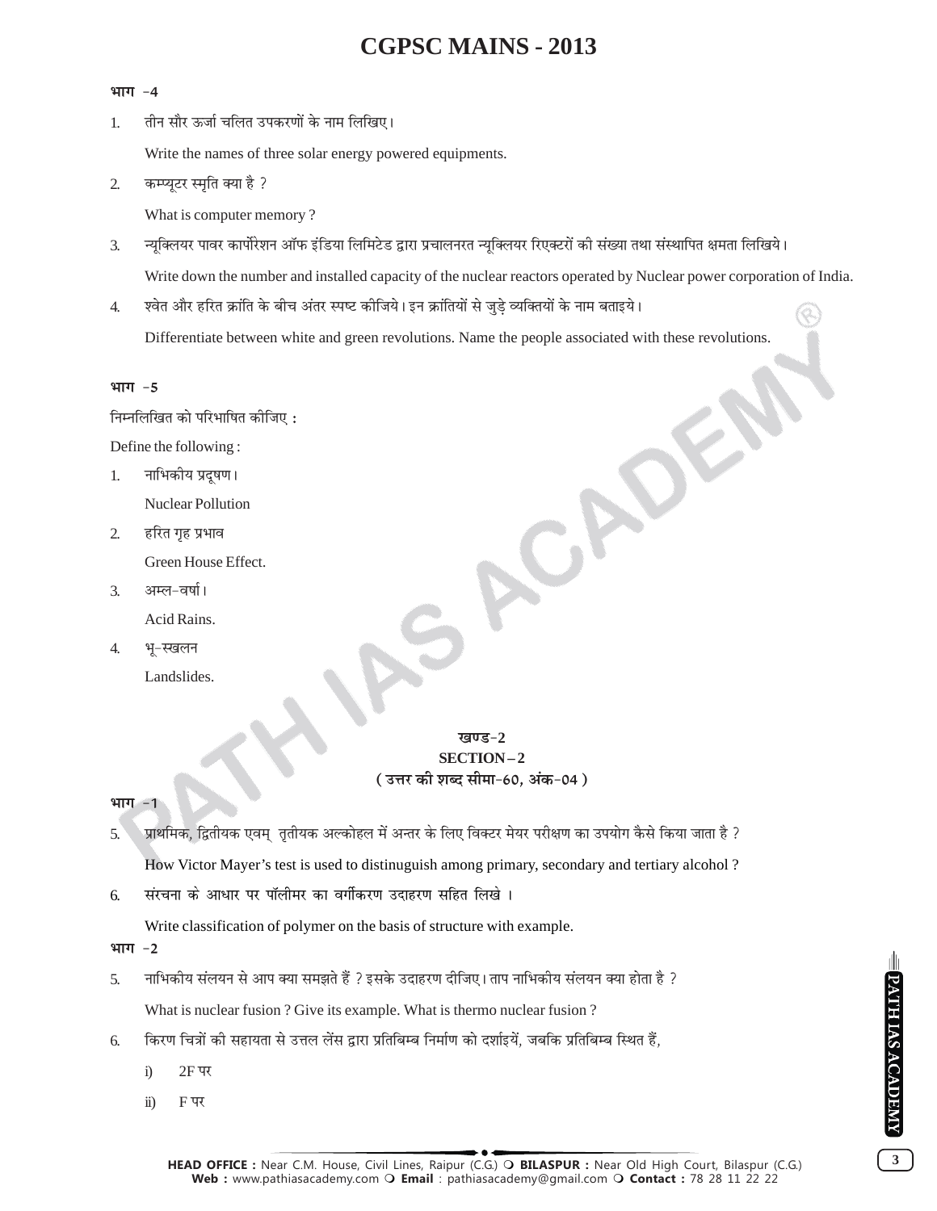**भाग -4**

1. तीन सौर ऊर्जा चलित उपकरणों के नाम लिखिए।

   Write the names of three solar energy powered equipments.

2. कम्प्यूटर स्मृति क्या है ?

   What is computer memory ?

3. न्यूक्लियर पावर कार्पोरेशन ऑफ इंडिया लिमिटेड द्वारा प्रचालनरत न्यूक्लियर रिएक्टरों की संख्या तथा संस्थापित क्षमता लिखिये।

   Write down the number and installed capacity of the nuclear reactors operated by Nuclear power corporation of India.

4. श्वेत और हरित क्रांति के बीच अंतर स्पष्ट कीजिये। इन क्रांतियों से जुड़े व्यक्तियों के नाम बताइये।

   Differentiate between white and green revolutions. Name the people associated with these revolutions.

**भाग -5**

निम्नलिखित को परिभाषित कीजिए :

Define the following :

1. नाभिकीय प्रदूषण।

   Nuclear Pollution

2. हरित गृह प्रभाव

   Green House Effect.

3. अम्ल-वर्षा।

   Acid Rains.

4. भू-स्खलन

   Landslides.

## खण्ड-2
## SECTION – 2
**( उत्तर की शब्द सीमा-60, अंक-04 )**

**भाग -1**

5. प्राथमिक, द्वितीयक एवम् तृतीयक अल्कोहल में अन्तर के लिए विक्टर मेयर परीक्षण का उपयोग कैसे किया जाता है ?

   How Victor Mayer's test is used to distinuguish among primary, secondary and tertiary alcohol ?

6. संरचना के आधार पर पॉलीमर का वर्गीकरण उदाहरण सहित लिखे ।

   Write classification of polymer on the basis of structure with example.

**भाग -2**

5. नाभिकीय संलयन से आप क्या समझते हैं ? इसके उदाहरण दीजिए। ताप नाभिकीय संलयन क्या होता है ?

   What is nuclear fusion ? Give its example. What is thermo nuclear fusion ?

6. किरण चित्रों की सहायता से उत्तल लेंस द्वारा प्रतिबिम्ब निर्माण को दर्शाइयें, जबकि प्रतिबिम्ब स्थित हैं,

   i) 2F पर

   ii) F पर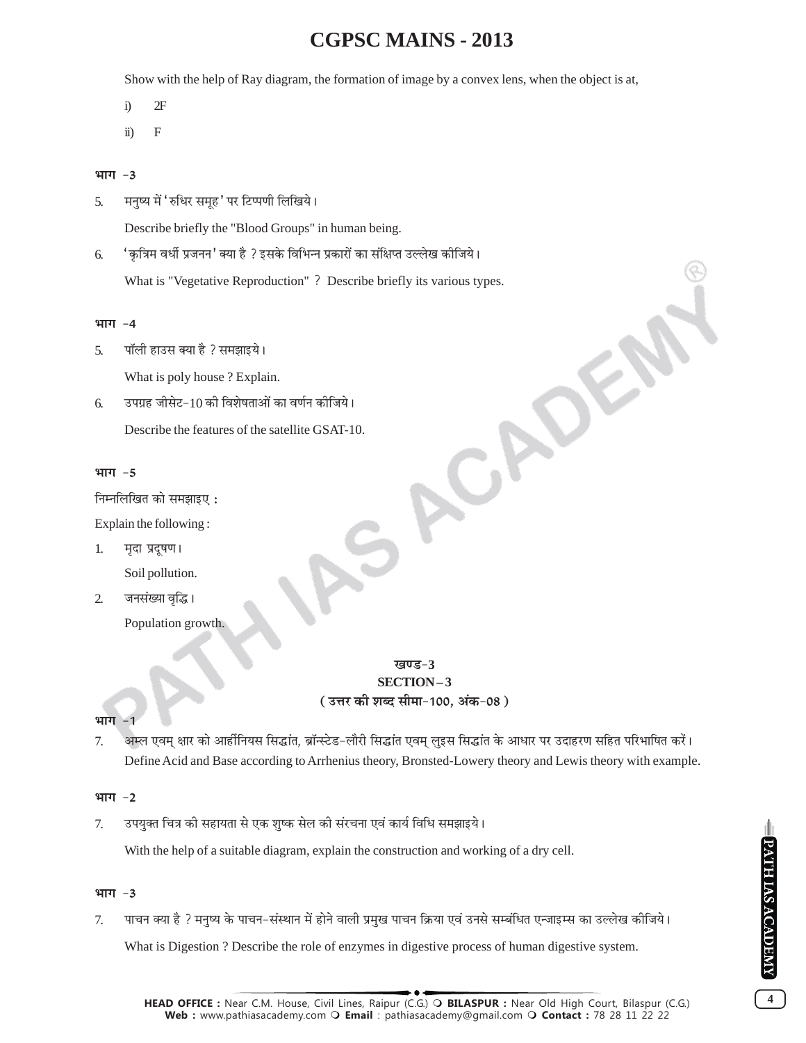Show with the help of Ray diagram, the formation of image by a convex lens, when the object is at,

i) 2F

ii) F

**भाग -3**

5. मनुष्य में 'रुधिर समूह' पर टिप्पणी लिखिये।

   Describe briefly the "Blood Groups" in human being.

6. 'कृत्रिम वर्धी प्रजनन' क्या है ? इसके विभिन्न प्रकारों का संक्षिप्त उल्लेख कीजिये।

   What is "Vegetative Reproduction" ? Describe briefly its various types.

**भाग -4**

5. पॉली हाउस क्या है ? समझाइये।

   What is poly house ? Explain.

6. उपग्रह जीसेट-10 की विशेषताओं का वर्णन कीजिये।

   Describe the features of the satellite GSAT-10.

**भाग -5**

निम्नलिखित को समझाइए :

Explain the following :

1. मृदा प्रदूषण।

   Soil pollution.

2. जनसंख्या वृद्धि।

   Population growth.

## खण्ड-3
## SECTION – 3
**( उत्तर की शब्द सीमा-100, अंक-08 )**

**भाग -1**

7. अम्ल एवम् क्षार को आर्हीनियस सिद्धांत, ब्रॉन्स्टेड-लौरी सिद्धांत एवम् लुइस सिद्धांत के आधार पर उदाहरण सहित परिभाषित करें।
   Define Acid and Base according to Arrhenius theory, Bronsted-Lowery theory and Lewis theory with example.

**भाग -2**

7. उपयुक्त चित्र की सहायता से एक शुष्क सेल की संरचना एवं कार्य विधि समझाइये।

   With the help of a suitable diagram, explain the construction and working of a dry cell.

**भाग -3**

7. पाचन क्या है ? मनुष्य के पाचन-संस्थान में होने वाली प्रमुख पाचन क्रिया एवं उनसे सम्बंधित एन्जाइम्स का उल्लेख कीजिये।

   What is Digestion ? Describe the role of enzymes in digestive process of human digestive system.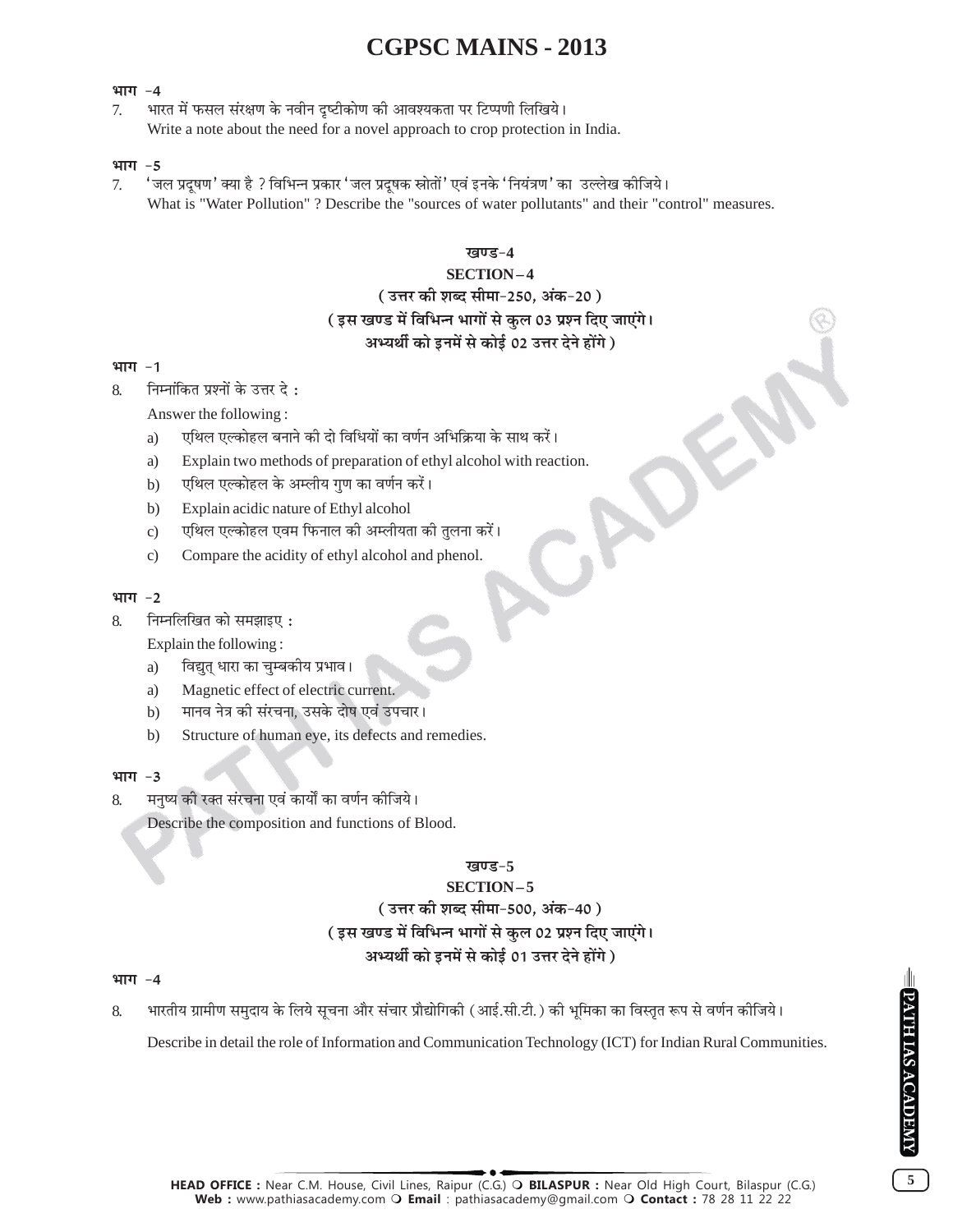# CGPSC MAINS - 2013

**भाग -4**

7. भारत में फसल संरक्षण के नवीन दृष्टीकोण की आवश्यकता पर टिप्पणी लिखिये।
   Write a note about the need for a novel approach to crop protection in India.

**भाग -5**

7. 'जल प्रदूषण' क्या है ? विभिन्न प्रकार 'जल प्रदूषक स्रोतों' एवं इनके 'नियंत्रण' का उल्लेख कीजिये।
   What is "Water Pollution" ? Describe the "sources of water pollutants" and their "control" measures.

## खण्ड-4
## SECTION – 4
### (उत्तर की शब्द सीमा-250, अंक-20)
### (इस खण्ड में विभिन्न भागों से कुल 03 प्रश्न दिए जाएंगे। अभ्यर्थी को इनमें से कोई 02 उत्तर देने होंगे)

**भाग -1**

8. निम्नांकित प्रश्नों के उत्तर दे :
   Answer the following :
   a) एथिल एल्कोहल बनाने की दो विधियों का वर्णन अभिक्रिया के साथ करें।
   a) Explain two methods of preparation of ethyl alcohol with reaction.
   b) एथिल एल्कोहल के अम्लीय गुण का वर्णन करें।
   b) Explain acidic nature of Ethyl alcohol
   c) एथिल एल्कोहल एवम फिनाल की अम्लीयता की तुलना करें।
   c) Compare the acidity of ethyl alcohol and phenol.

**भाग -2**

8. निम्नलिखित को समझाइए :
   Explain the following :
   a) विद्युत् धारा का चुम्बकीय प्रभाव।
   a) Magnetic effect of electric current.
   b) मानव नेत्र की संरचना, उसके दोष एवं उपचार।
   b) Structure of human eye, its defects and remedies.

**भाग -3**

8. मनुष्य की रक्त संरचना एवं कार्यों का वर्णन कीजिये।
   Describe the composition and functions of Blood.

## खण्ड-5
## SECTION – 5
### (उत्तर की शब्द सीमा-500, अंक-40)
### (इस खण्ड में विभिन्न भागों से कुल 02 प्रश्न दिए जाएंगे। अभ्यर्थी को इनमें से कोई 01 उत्तर देने होंगे)

**भाग -4**

8. भारतीय ग्रामीण समुदाय के लिये सूचना और संचार प्रौद्योगिकी (आई.सी.टी.) की भूमिका का विस्तृत रूप से वर्णन कीजिये।

   Describe in detail the role of Information and Communication Technology (ICT) for Indian Rural Communities.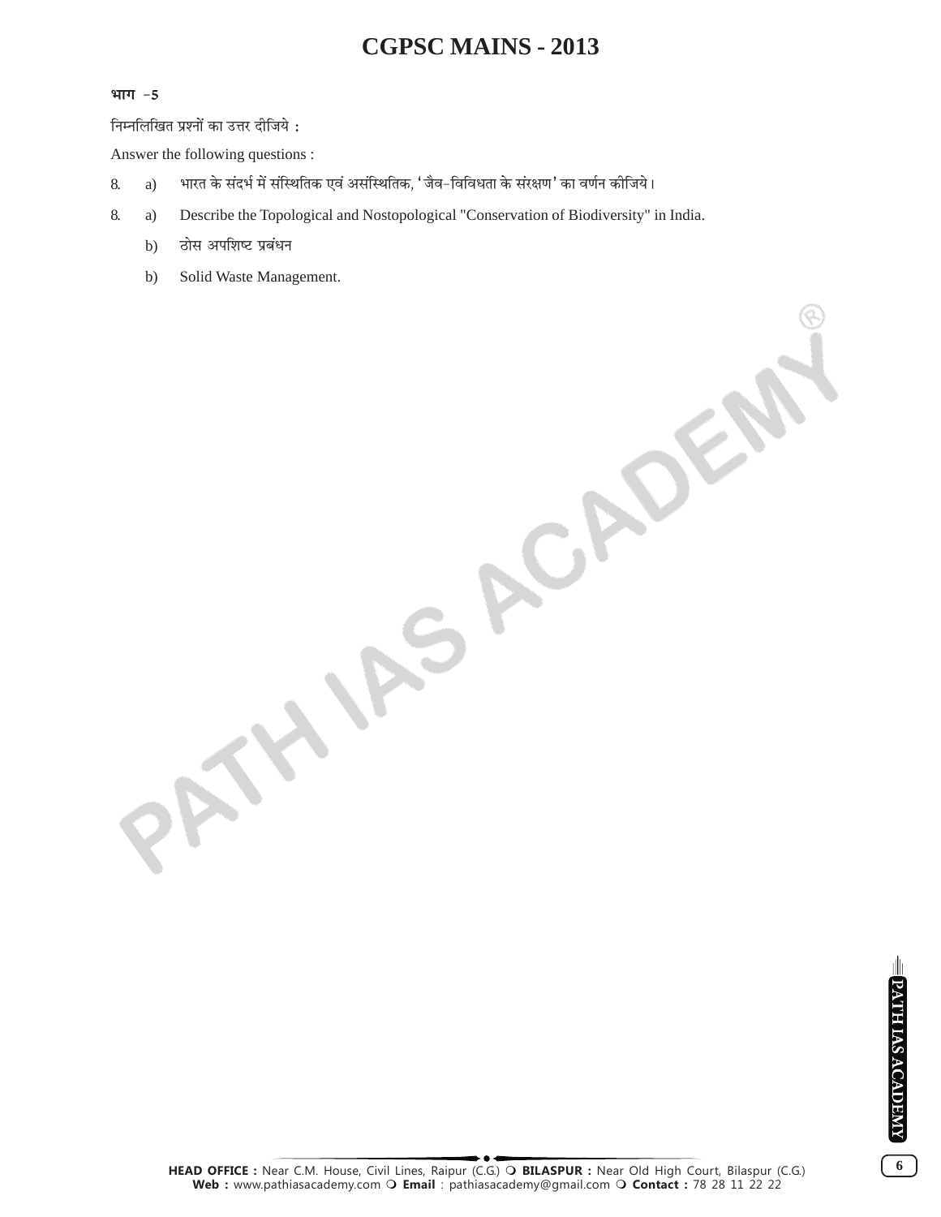# CGPSC MAINS - 2013

**भाग -5**

निम्नलिखित प्रश्नों का उत्तर दीजिये :

Answer the following questions :

8. a) भारत के संदर्भ में संस्थितिक एवं असंस्थितिक, 'जैव-विविधता के संरक्षण' का वर्णन कीजिये।

8. a) Describe the Topological and Nostopological "Conservation of Biodiversity" in India.

   b) ठोस अपशिष्ट प्रबंधन

   b) Solid Waste Management.